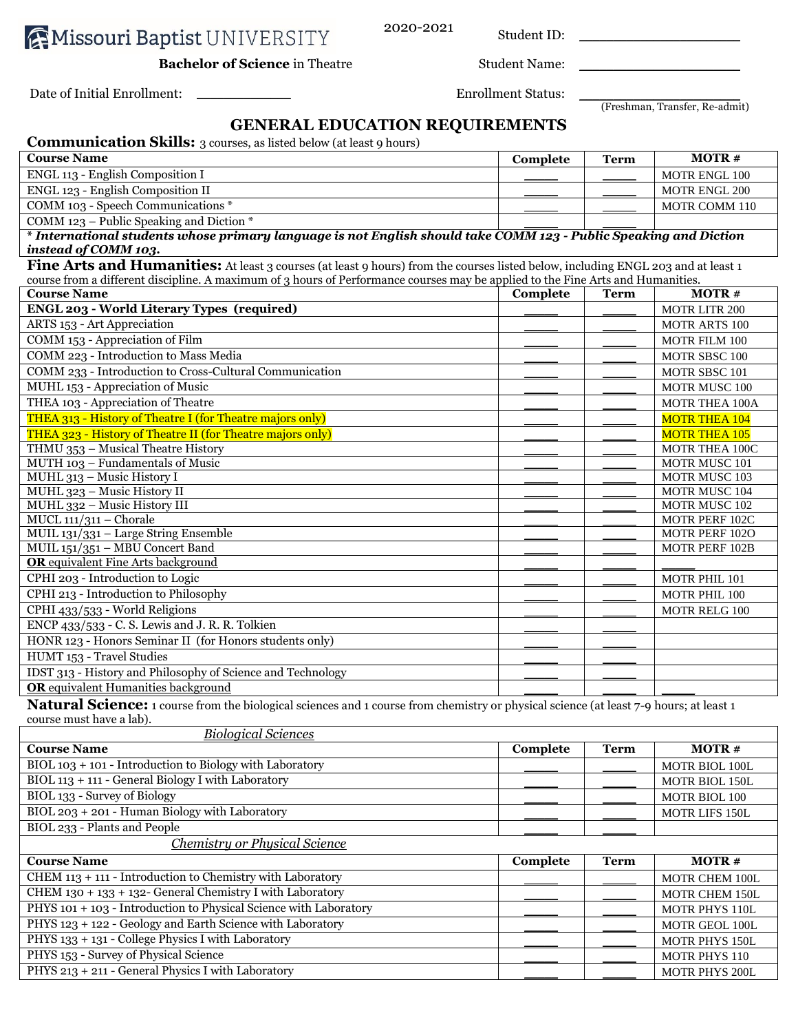Missouri Baptist UNIVERSITY

2020-2021

**Bachelor of Science** in Theatre

Student ID: ____________________

Student Name: ____________________

Date of Initial Enrollment: ___________

Enrollment Status: ____________________ (Freshman, Transfer, Re-admit)

# GENERAL EDUCATION REQUIREMENTS

**Communication Skills:** 3 courses, as listed below (at least 9 hours)

| Course Name | Complete | Term | MOTR # |
|---|---|---|---|
| ENGL 113 - English Composition I | ____ | ____ | MOTR ENGL 100 |
| ENGL 123 - English Composition II | ____ | ____ | MOTR ENGL 200 |
| COMM 103 - Speech Communications * | ____ | ____ | MOTR COMM 110 |
| COMM 123 – Public Speaking and Diction * | ____ | ____ | |

*** International students whose primary language is not English should take COMM 123 - Public Speaking and Diction instead of COMM 103.***

**Fine Arts and Humanities:** At least 3 courses (at least 9 hours) from the courses listed below, including ENGL 203 and at least 1 course from a different discipline. A maximum of 3 hours of Performance courses may be applied to the Fine Arts and Humanities.

| Course Name | Complete | Term | MOTR # |
|---|---|---|---|
| **ENGL 203 - World Literary Types (required)** | ____ | ____ | MOTR LITR 200 |
| ARTS 153 - Art Appreciation | ____ | ____ | MOTR ARTS 100 |
| COMM 153 - Appreciation of Film | ____ | ____ | MOTR FILM 100 |
| COMM 223 - Introduction to Mass Media | ____ | ____ | MOTR SBSC 100 |
| COMM 233 - Introduction to Cross-Cultural Communication | ____ | ____ | MOTR SBSC 101 |
| MUHL 153 - Appreciation of Music | ____ | ____ | MOTR MUSC 100 |
| THEA 103 - Appreciation of Theatre | ____ | ____ | MOTR THEA 100A |
| THEA 313 - History of Theatre I (for Theatre majors only) | ____ | ____ | MOTR THEA 104 |
| THEA 323 - History of Theatre II (for Theatre majors only) | ____ | ____ | MOTR THEA 105 |
| THMU 353 – Musical Theatre History | ____ | ____ | MOTR THEA 100C |
| MUTH 103 – Fundamentals of Music | ____ | ____ | MOTR MUSC 101 |
| MUHL 313 – Music History I | ____ | ____ | MOTR MUSC 103 |
| MUHL 323 – Music History II | ____ | ____ | MOTR MUSC 104 |
| MUHL 332 – Music History III | ____ | ____ | MOTR MUSC 102 |
| MUCL 111/311 – Chorale | ____ | ____ | MOTR PERF 102C |
| MUIL 131/331 – Large String Ensemble | ____ | ____ | MOTR PERF 102O |
| MUIL 151/351 – MBU Concert Band | ____ | ____ | MOTR PERF 102B |
| **OR** equivalent Fine Arts background | ____ | ____ | ____ |
| CPHI 203 - Introduction to Logic | ____ | ____ | MOTR PHIL 101 |
| CPHI 213 - Introduction to Philosophy | ____ | ____ | MOTR PHIL 100 |
| CPHI 433/533 - World Religions | ____ | ____ | MOTR RELG 100 |
| ENCP 433/533 - C. S. Lewis and J. R. R. Tolkien | ____ | ____ | |
| HONR 123 - Honors Seminar II (for Honors students only) | ____ | ____ | |
| HUMT 153 - Travel Studies | ____ | ____ | |
| IDST 313 - History and Philosophy of Science and Technology | ____ | ____ | |
| **OR** equivalent Humanities background | ____ | ____ | ____ |

**Natural Science:** 1 course from the biological sciences and 1 course from chemistry or physical science (at least 7-9 hours; at least 1 course must have a lab).

| *Biological Sciences* | | | |
|---|---|---|---|
| **Course Name** | **Complete** | **Term** | **MOTR #** |
| BIOL 103 + 101 - Introduction to Biology with Laboratory | ____ | ____ | MOTR BIOL 100L |
| BIOL 113 + 111 - General Biology I with Laboratory | ____ | ____ | MOTR BIOL 150L |
| BIOL 133 - Survey of Biology | ____ | ____ | MOTR BIOL 100 |
| BIOL 203 + 201 - Human Biology with Laboratory | ____ | ____ | MOTR LIFS 150L |
| BIOL 233 - Plants and People | ____ | ____ | |
| *Chemistry or Physical Science* | | | |
| **Course Name** | **Complete** | **Term** | **MOTR #** |
| CHEM 113 + 111 - Introduction to Chemistry with Laboratory | ____ | ____ | MOTR CHEM 100L |
| CHEM 130 + 133 + 132- General Chemistry I with Laboratory | ____ | ____ | MOTR CHEM 150L |
| PHYS 101 + 103 - Introduction to Physical Science with Laboratory | ____ | ____ | MOTR PHYS 110L |
| PHYS 123 + 122 - Geology and Earth Science with Laboratory | ____ | ____ | MOTR GEOL 100L |
| PHYS 133 + 131 - College Physics I with Laboratory | ____ | ____ | MOTR PHYS 150L |
| PHYS 153 - Survey of Physical Science | ____ | ____ | MOTR PHYS 110 |
| PHYS 213 + 211 - General Physics I with Laboratory | ____ | ____ | MOTR PHYS 200L |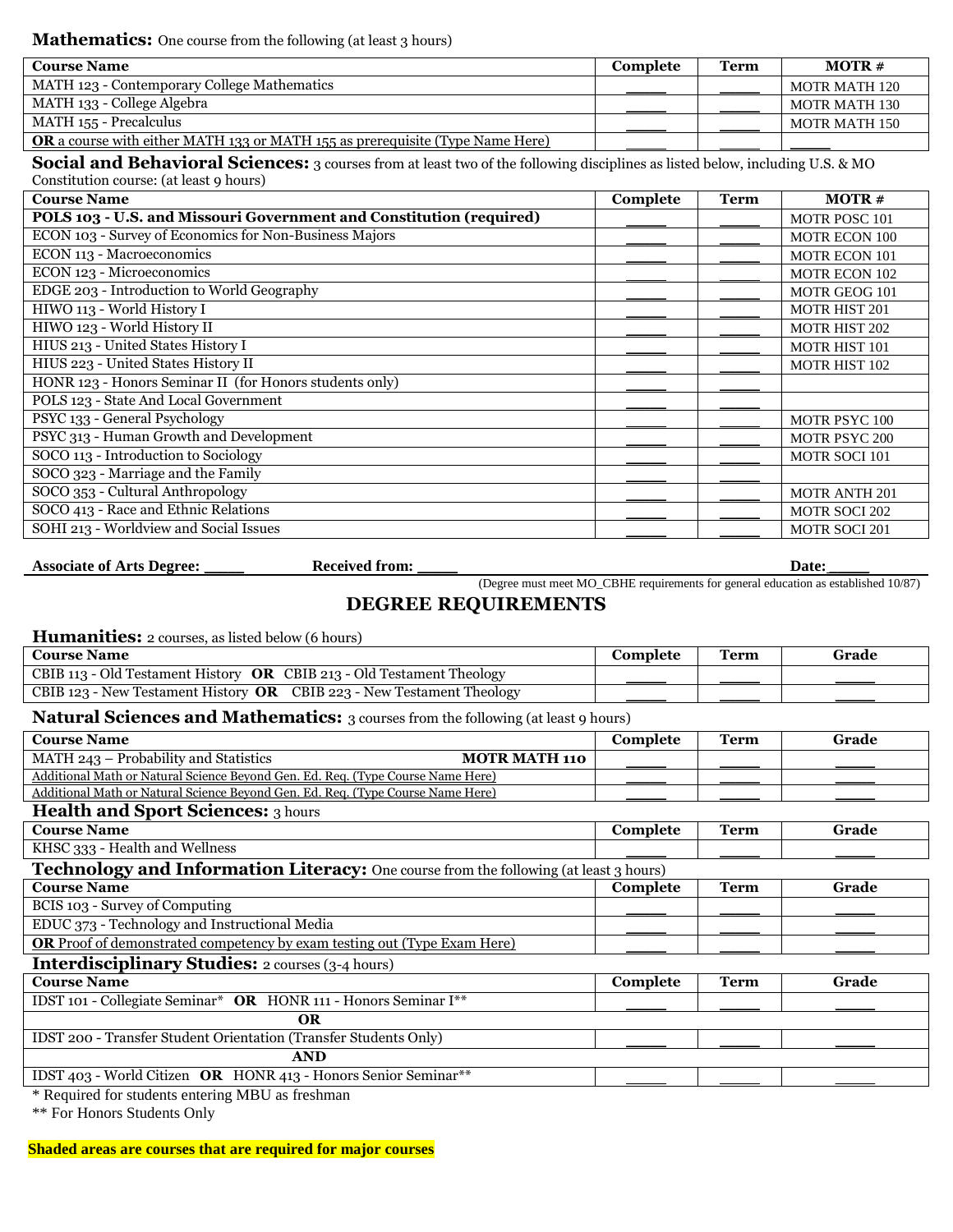**Mathematics:** One course from the following (at least 3 hours)

| Course Name | Complete | Term | MOTR # |
|---|---|---|---|
| MATH 123 - Contemporary College Mathematics | ____ | ____ | MOTR MATH 120 |
| MATH 133 - College Algebra | ____ | ____ | MOTR MATH 130 |
| MATH 155 - Precalculus | ____ | ____ | MOTR MATH 150 |
| **OR** a course with either MATH 133 or MATH 155 as prerequisite (Type Name Here) | ____ | ____ | ____ |

**Social and Behavioral Sciences:** 3 courses from at least two of the following disciplines as listed below, including U.S. & MO Constitution course: (at least 9 hours)

| Course Name | Complete | Term | MOTR # |
|---|---|---|---|
| **POLS 103 - U.S. and Missouri Government and Constitution (required)** | ____ | ____ | MOTR POSC 101 |
| ECON 103 - Survey of Economics for Non-Business Majors | ____ | ____ | MOTR ECON 100 |
| ECON 113 - Macroeconomics | ____ | ____ | MOTR ECON 101 |
| ECON 123 - Microeconomics | ____ | ____ | MOTR ECON 102 |
| EDGE 203 - Introduction to World Geography | ____ | ____ | MOTR GEOG 101 |
| HIWO 113 - World History I | ____ | ____ | MOTR HIST 201 |
| HIWO 123 - World History II | ____ | ____ | MOTR HIST 202 |
| HIUS 213 - United States History I | ____ | ____ | MOTR HIST 101 |
| HIUS 223 - United States History II | ____ | ____ | MOTR HIST 102 |
| HONR 123 - Honors Seminar II (for Honors students only) | ____ | ____ | |
| POLS 123 - State And Local Government | ____ | ____ | |
| PSYC 133 - General Psychology | ____ | ____ | MOTR PSYC 100 |
| PSYC 313 - Human Growth and Development | ____ | ____ | MOTR PSYC 200 |
| SOCO 113 - Introduction to Sociology | ____ | ____ | MOTR SOCI 101 |
| SOCO 323 - Marriage and the Family | ____ | ____ | |
| SOCO 353 - Cultural Anthropology | ____ | ____ | MOTR ANTH 201 |
| SOCO 413 - Race and Ethnic Relations | ____ | ____ | MOTR SOCI 202 |
| SOHI 213 - Worldview and Social Issues | ____ | ____ | MOTR SOCI 201 |

**Associate of Arts Degree:** ____ **Received from:** ____ **Date:** ____

(Degree must meet MO_CBHE requirements for general education as established 10/87)

## DEGREE REQUIREMENTS

**Humanities:** 2 courses, as listed below (6 hours)

| Course Name | Complete | Term | Grade |
|---|---|---|---|
| CBIB 113 - Old Testament History **OR** CBIB 213 - Old Testament Theology | ____ | ____ | ____ |
| CBIB 123 - New Testament History **OR** CBIB 223 - New Testament Theology | ____ | ____ | ____ |

**Natural Sciences and Mathematics:** 3 courses from the following (at least 9 hours)

| Course Name | Complete | Term | Grade |
|---|---|---|---|
| MATH 243 – Probability and Statistics **MOTR MATH 110** | ____ | ____ | ____ |
| Additional Math or Natural Science Beyond Gen. Ed. Req. (Type Course Name Here) | ____ | ____ | ____ |
| Additional Math or Natural Science Beyond Gen. Ed. Req. (Type Course Name Here) | ____ | ____ | ____ |

**Health and Sport Sciences:** 3 hours

| Course Name | Complete | Term | Grade |
|---|---|---|---|
| KHSC 333 - Health and Wellness | ____ | ____ | ____ |

**Technology and Information Literacy:** One course from the following (at least 3 hours)

| Course Name | Complete | Term | Grade |
|---|---|---|---|
| BCIS 103 - Survey of Computing | ____ | ____ | ____ |
| EDUC 373 - Technology and Instructional Media | ____ | ____ | ____ |
| **OR** Proof of demonstrated competency by exam testing out (Type Exam Here) | ____ | ____ | ____ |

**Interdisciplinary Studies:** 2 courses (3-4 hours)

| Course Name | Complete | Term | Grade |
|---|---|---|---|
| IDST 101 - Collegiate Seminar* **OR** HONR 111 - Honors Seminar I** | ____ | ____ | ____ |
| **OR** | | | |
| IDST 200 - Transfer Student Orientation (Transfer Students Only) | ____ | ____ | ____ |
| **AND** | | | |
| IDST 403 - World Citizen **OR** HONR 413 - Honors Senior Seminar** | ____ | ____ | ____ |

* Required for students entering MBU as freshman

** For Honors Students Only

**Shaded areas are courses that are required for major courses**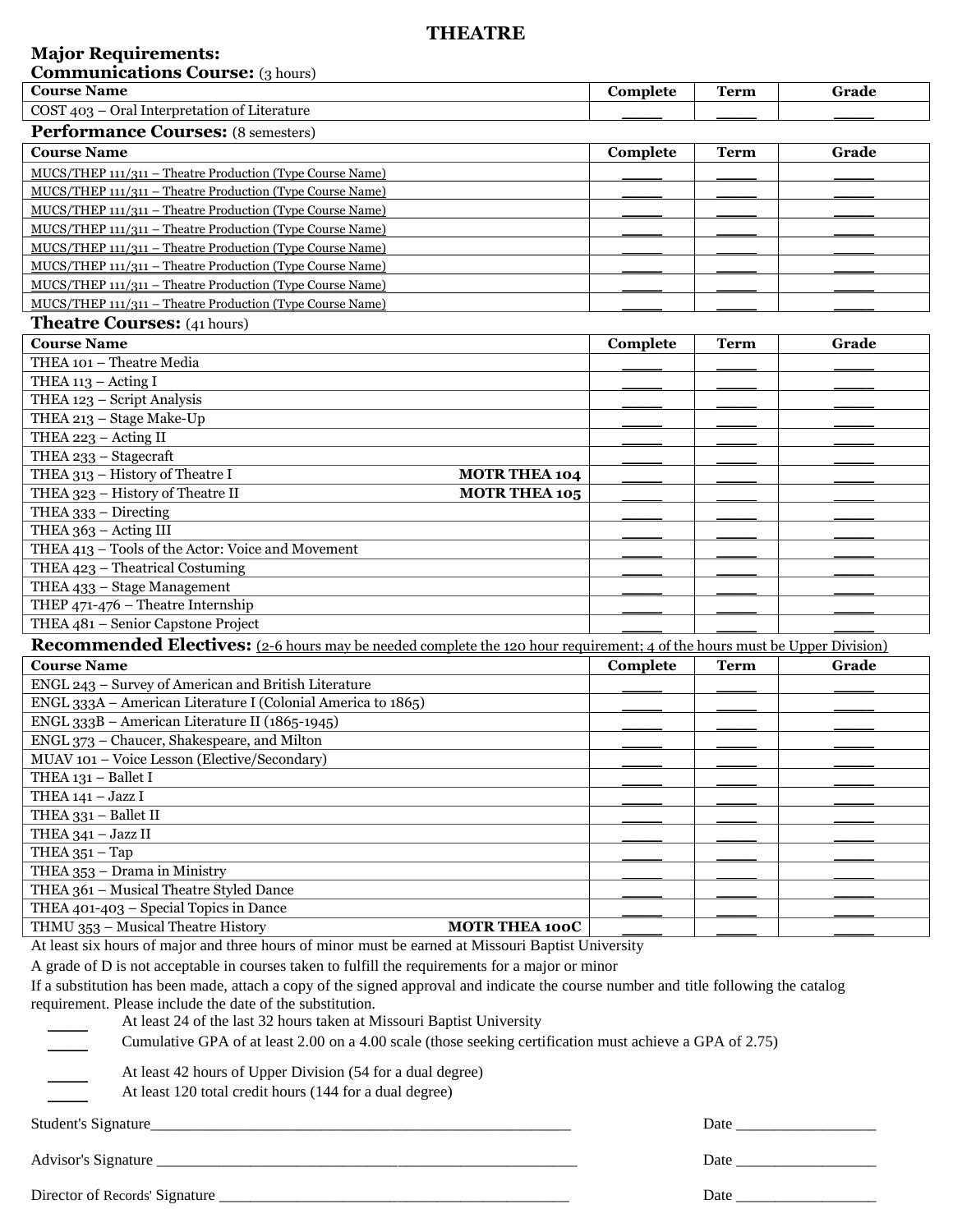# THEATRE

## Major Requirements:

### Communications Course: (3 hours)

| Course Name | Complete | Term | Grade |
|---|---|---|---|
| COST 403 – Oral Interpretation of Literature | ____ | ____ | ____ |

### Performance Courses: (8 semesters)

| Course Name | Complete | Term | Grade |
|---|---|---|---|
| MUCS/THEP 111/311 – Theatre Production (Type Course Name) | ____ | ____ | ____ |
| MUCS/THEP 111/311 – Theatre Production (Type Course Name) | ____ | ____ | ____ |
| MUCS/THEP 111/311 – Theatre Production (Type Course Name) | ____ | ____ | ____ |
| MUCS/THEP 111/311 – Theatre Production (Type Course Name) | ____ | ____ | ____ |
| MUCS/THEP 111/311 – Theatre Production (Type Course Name) | ____ | ____ | ____ |
| MUCS/THEP 111/311 – Theatre Production (Type Course Name) | ____ | ____ | ____ |
| MUCS/THEP 111/311 – Theatre Production (Type Course Name) | ____ | ____ | ____ |
| MUCS/THEP 111/311 – Theatre Production (Type Course Name) | ____ | ____ | ____ |

### Theatre Courses: (41 hours)

| Course Name | Complete | Term | Grade |
|---|---|---|---|
| THEA 101 – Theatre Media | ____ | ____ | ____ |
| THEA 113 – Acting I | ____ | ____ | ____ |
| THEA 123 – Script Analysis | ____ | ____ | ____ |
| THEA 213 – Stage Make-Up | ____ | ____ | ____ |
| THEA 223 – Acting II | ____ | ____ | ____ |
| THEA 233 – Stagecraft | ____ | ____ | ____ |
| THEA 313 – History of Theatre I **MOTR THEA 104** | ____ | ____ | ____ |
| THEA 323 – History of Theatre II **MOTR THEA 105** | ____ | ____ | ____ |
| THEA 333 – Directing | ____ | ____ | ____ |
| THEA 363 – Acting III | ____ | ____ | ____ |
| THEA 413 – Tools of the Actor: Voice and Movement | ____ | ____ | ____ |
| THEA 423 – Theatrical Costuming | ____ | ____ | ____ |
| THEA 433 – Stage Management | ____ | ____ | ____ |
| THEP 471-476 – Theatre Internship | ____ | ____ | ____ |
| THEA 481 – Senior Capstone Project | ____ | ____ | ____ |

### Recommended Electives: (2-6 hours may be needed complete the 120 hour requirement; 4 of the hours must be Upper Division)

| Course Name | Complete | Term | Grade |
|---|---|---|---|
| ENGL 243 – Survey of American and British Literature | ____ | ____ | ____ |
| ENGL 333A – American Literature I (Colonial America to 1865) | ____ | ____ | ____ |
| ENGL 333B – American Literature II (1865-1945) | ____ | ____ | ____ |
| ENGL 373 – Chaucer, Shakespeare, and Milton | ____ | ____ | ____ |
| MUAV 101 – Voice Lesson (Elective/Secondary) | ____ | ____ | ____ |
| THEA 131 – Ballet I | ____ | ____ | ____ |
| THEA 141 – Jazz I | ____ | ____ | ____ |
| THEA 331 – Ballet II | ____ | ____ | ____ |
| THEA 341 – Jazz II | ____ | ____ | ____ |
| THEA 351 – Tap | ____ | ____ | ____ |
| THEA 353 – Drama in Ministry | ____ | ____ | ____ |
| THEA 361 – Musical Theatre Styled Dance | ____ | ____ | ____ |
| THEA 401-403 – Special Topics in Dance | ____ | ____ | ____ |
| THMU 353 – Musical Theatre History **MOTR THEA 100C** | ____ | ____ | ____ |

At least six hours of major and three hours of minor must be earned at Missouri Baptist University

A grade of D is not acceptable in courses taken to fulfill the requirements for a major or minor

If a substitution has been made, attach a copy of the signed approval and indicate the course number and title following the catalog requirement. Please include the date of the substitution.

____ At least 24 of the last 32 hours taken at Missouri Baptist University

____ Cumulative GPA of at least 2.00 on a 4.00 scale (those seeking certification must achieve a GPA of 2.75)

____ At least 42 hours of Upper Division (54 for a dual degree)

____ At least 120 total credit hours (144 for a dual degree)

Student's Signature________________________________________________ Date _______________

Advisor's Signature ________________________________________________ Date _______________

Director of Records' Signature ______________________________________ Date _______________